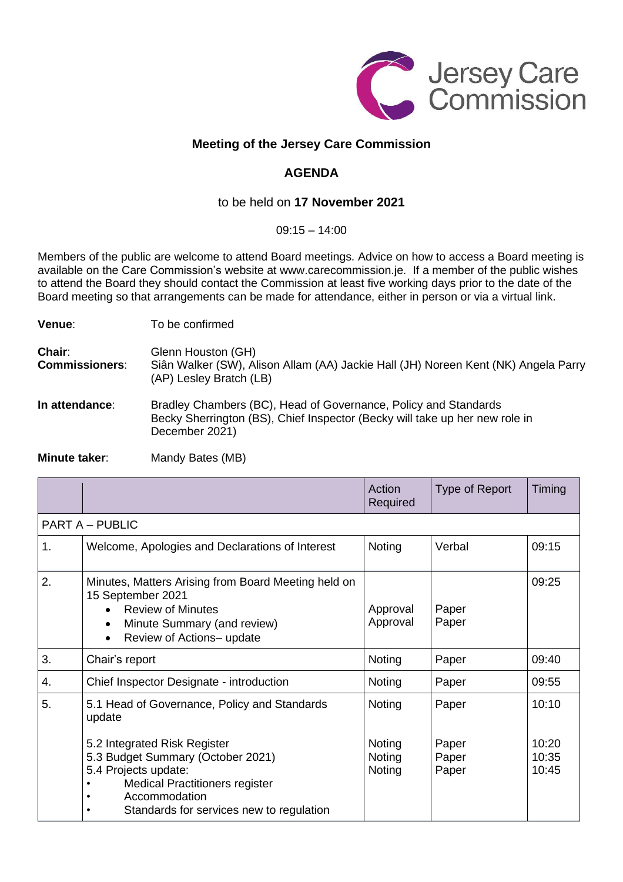Jersey Care Commission

## Meeting of the Jersey Care Commission

## AGENDA

to be held on **17 November 2021**

09:15 – 14:00

Members of the public are welcome to attend Board meetings. Advice on how to access a Board meeting is available on the Care Commission's website at www.carecommission.je. If a member of the public wishes to attend the Board they should contact the Commission at least five working days prior to the date of the Board meeting so that arrangements can be made for attendance, either in person or via a virtual link.

**Venue**: To be confirmed

**Chair**: Glenn Houston (GH)
**Commissioners**: Siân Walker (SW), Alison Allam (AA) Jackie Hall (JH) Noreen Kent (NK) Angela Parry (AP) Lesley Bratch (LB)

**In attendance**: Bradley Chambers (BC), Head of Governance, Policy and Standards
Becky Sherrington (BS), Chief Inspector (Becky will take up her new role in December 2021)

**Minute taker**: Mandy Bates (MB)

| | | Action Required | Type of Report | Timing |
|---|---|---|---|---|
| PART A – PUBLIC | | | | |
| 1. | Welcome, Apologies and Declarations of Interest | Noting | Verbal | 09:15 |
| 2. | Minutes, Matters Arising from Board Meeting held on 15 September 2021<br>• Review of Minutes<br>• Minute Summary (and review)<br>• Review of Actions– update | <br><br>Approval<br>Approval | <br><br>Paper<br>Paper | 09:25 |
| 3. | Chair's report | Noting | Paper | 09:40 |
| 4. | Chief Inspector Designate - introduction | Noting | Paper | 09:55 |
| 5. | 5.1 Head of Governance, Policy and Standards update<br><br>5.2 Integrated Risk Register<br>5.3 Budget Summary (October 2021)<br>5.4 Projects update:<br>• Medical Practitioners register<br>• Accommodation<br>• Standards for services new to regulation | Noting<br><br><br>Noting<br>Noting<br>Noting | Paper<br><br><br>Paper<br>Paper<br>Paper | 10:10<br><br><br>10:20<br>10:35<br>10:45 |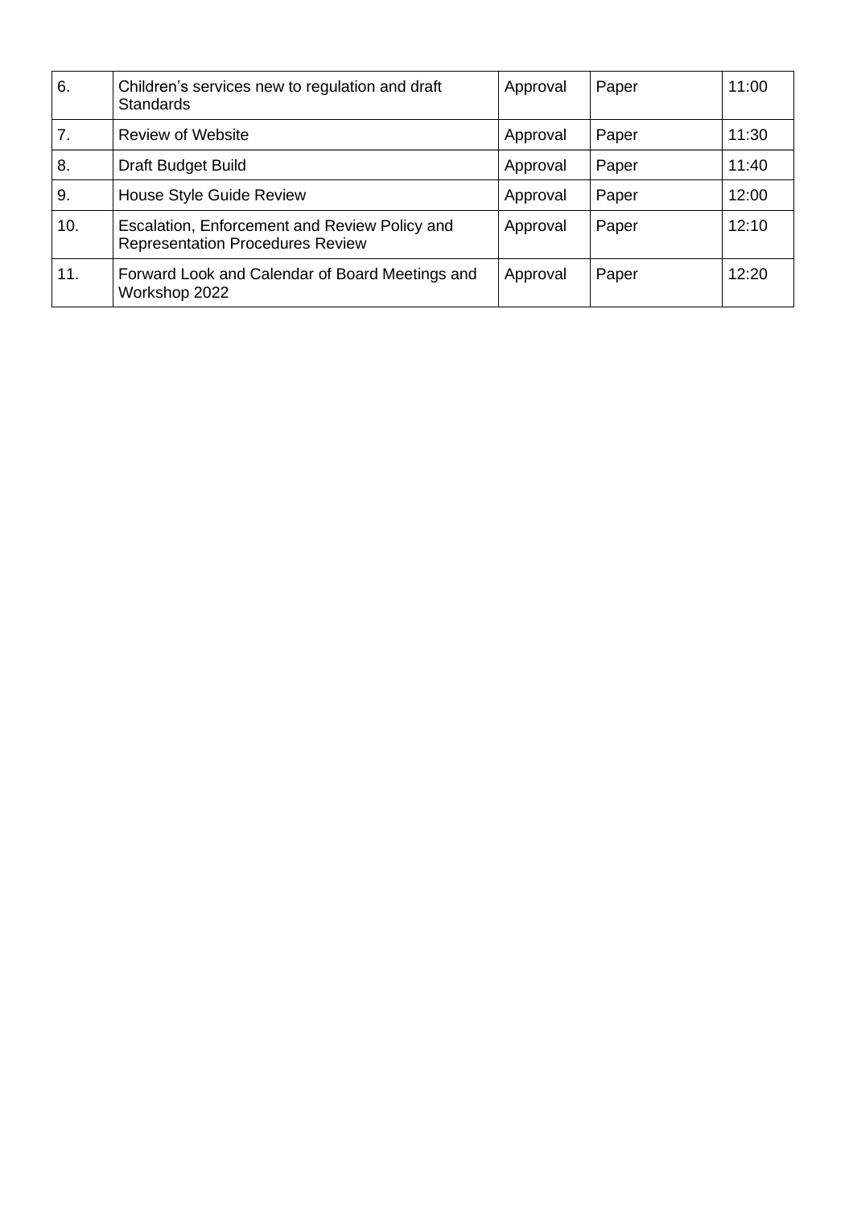| | | | | |
|---|---|---|---|---|
| 6. | Children’s services new to regulation and draft Standards | Approval | Paper | 11:00 |
| 7. | Review of Website | Approval | Paper | 11:30 |
| 8. | Draft Budget Build | Approval | Paper | 11:40 |
| 9. | House Style Guide Review | Approval | Paper | 12:00 |
| 10. | Escalation, Enforcement and Review Policy and Representation Procedures Review | Approval | Paper | 12:10 |
| 11. | Forward Look and Calendar of Board Meetings and Workshop 2022 | Approval | Paper | 12:20 |